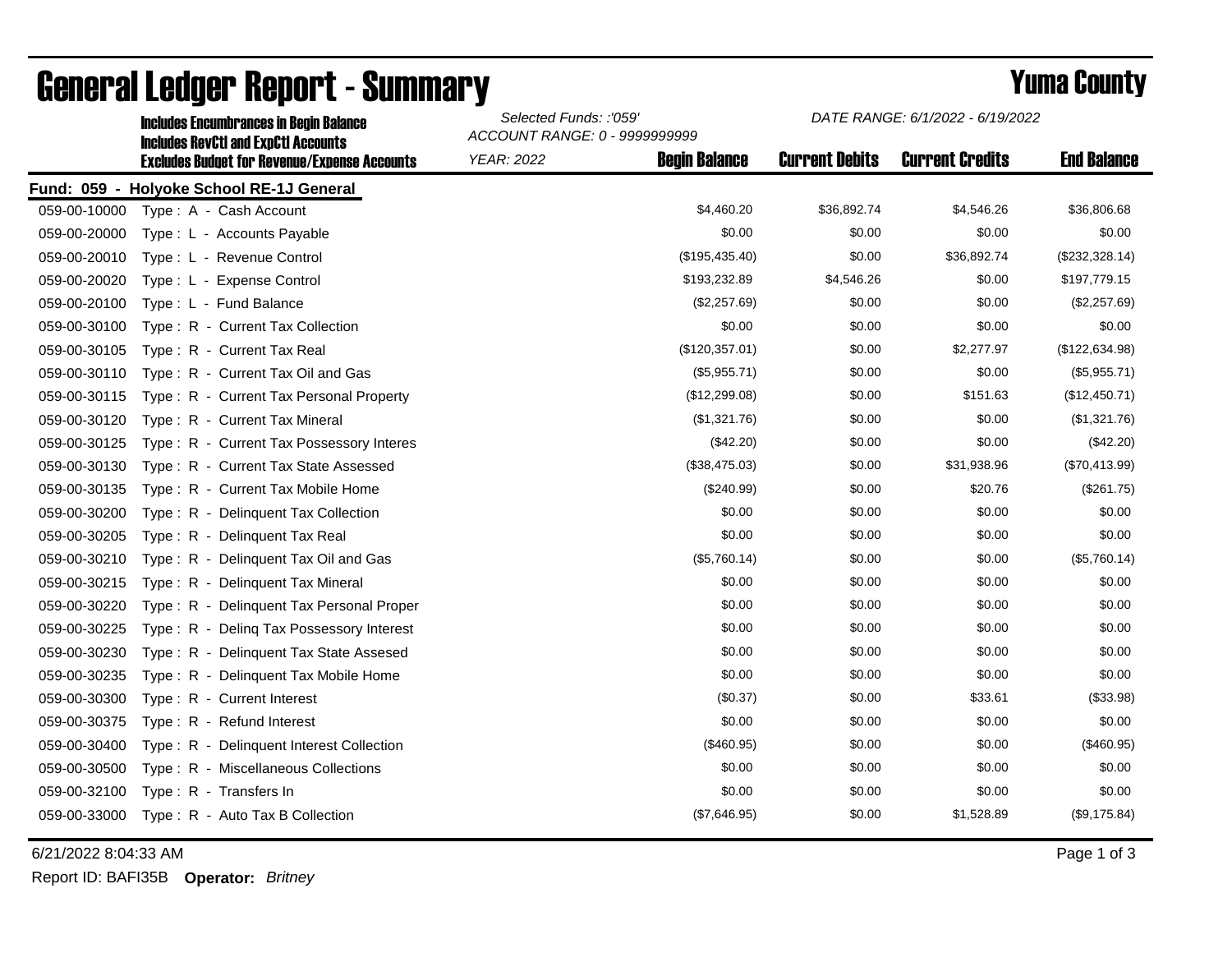# General Ledger Report - Summary

## Yuma County

**Includes Encumbrances in Begin Balance**
**Includes RevCtl and ExpCtl Accounts**
**Excludes Budget for Revenue/Expense Accounts**

*Selected Funds: :'059'*
*ACCOUNT RANGE: 0 - 9999999999*
*YEAR: 2022*

*DATE RANGE: 6/1/2022 - 6/19/2022*

**Fund: 059 - Holyoke School RE-1J General**

| Account | Description | Begin Balance | Current Debits | Current Credits | End Balance |
|---|---|---|---|---|---|
| 059-00-10000 | Type : A - Cash Account | $4,460.20 | $36,892.74 | $4,546.26 | $36,806.68 |
| 059-00-20000 | Type : L - Accounts Payable | $0.00 | $0.00 | $0.00 | $0.00 |
| 059-00-20010 | Type : L - Revenue Control | ($195,435.40) | $0.00 | $36,892.74 | ($232,328.14) |
| 059-00-20020 | Type : L - Expense Control | $193,232.89 | $4,546.26 | $0.00 | $197,779.15 |
| 059-00-20100 | Type : L - Fund Balance | ($2,257.69) | $0.00 | $0.00 | ($2,257.69) |
| 059-00-30100 | Type : R - Current Tax Collection | $0.00 | $0.00 | $0.00 | $0.00 |
| 059-00-30105 | Type : R - Current Tax Real | ($120,357.01) | $0.00 | $2,277.97 | ($122,634.98) |
| 059-00-30110 | Type : R - Current Tax Oil and Gas | ($5,955.71) | $0.00 | $0.00 | ($5,955.71) |
| 059-00-30115 | Type : R - Current Tax Personal Property | ($12,299.08) | $0.00 | $151.63 | ($12,450.71) |
| 059-00-30120 | Type : R - Current Tax Mineral | ($1,321.76) | $0.00 | $0.00 | ($1,321.76) |
| 059-00-30125 | Type : R - Current Tax Possessory Interes | ($42.20) | $0.00 | $0.00 | ($42.20) |
| 059-00-30130 | Type : R - Current Tax State Assessed | ($38,475.03) | $0.00 | $31,938.96 | ($70,413.99) |
| 059-00-30135 | Type : R - Current Tax Mobile Home | ($240.99) | $0.00 | $20.76 | ($261.75) |
| 059-00-30200 | Type : R - Delinquent Tax Collection | $0.00 | $0.00 | $0.00 | $0.00 |
| 059-00-30205 | Type : R - Delinquent Tax Real | $0.00 | $0.00 | $0.00 | $0.00 |
| 059-00-30210 | Type : R - Delinquent Tax Oil and Gas | ($5,760.14) | $0.00 | $0.00 | ($5,760.14) |
| 059-00-30215 | Type : R - Delinquent Tax Mineral | $0.00 | $0.00 | $0.00 | $0.00 |
| 059-00-30220 | Type : R - Delinquent Tax Personal Proper | $0.00 | $0.00 | $0.00 | $0.00 |
| 059-00-30225 | Type : R - Delinq Tax Possessory Interest | $0.00 | $0.00 | $0.00 | $0.00 |
| 059-00-30230 | Type : R - Delinquent Tax State Assesed | $0.00 | $0.00 | $0.00 | $0.00 |
| 059-00-30235 | Type : R - Delinquent Tax Mobile Home | $0.00 | $0.00 | $0.00 | $0.00 |
| 059-00-30300 | Type : R - Current Interest | ($0.37) | $0.00 | $33.61 | ($33.98) |
| 059-00-30375 | Type : R - Refund Interest | $0.00 | $0.00 | $0.00 | $0.00 |
| 059-00-30400 | Type : R - Delinquent Interest Collection | ($460.95) | $0.00 | $0.00 | ($460.95) |
| 059-00-30500 | Type : R - Miscellaneous Collections | $0.00 | $0.00 | $0.00 | $0.00 |
| 059-00-32100 | Type : R - Transfers In | $0.00 | $0.00 | $0.00 | $0.00 |
| 059-00-33000 | Type : R - Auto Tax B Collection | ($7,646.95) | $0.00 | $1,528.89 | ($9,175.84) |

6/21/2022 8:04:33 AM

Report ID: BAFI35B **Operator:** *Britney*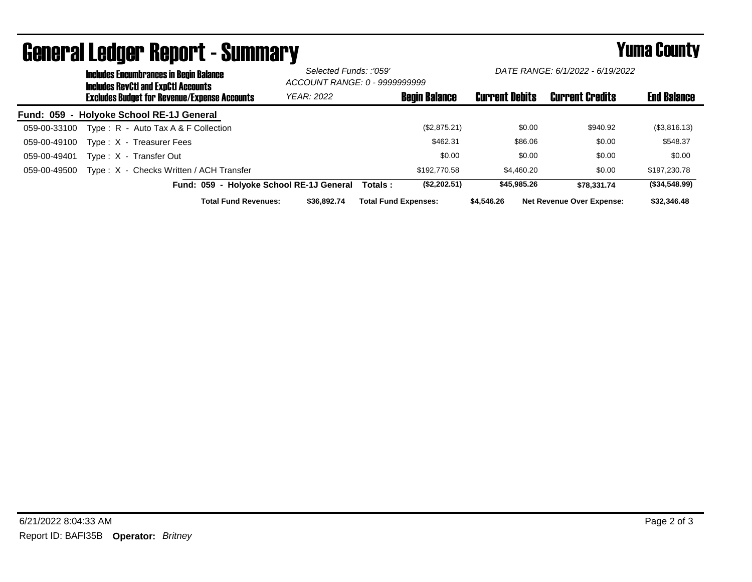# General Ledger Report - Summary

**Yuma County**

**Includes Encumbrances in Begin Balance**
**Includes RevCtl and ExpCtl Accounts**
**Excludes Budget for Revenue/Expense Accounts**

*Selected Funds: :'059'*
*ACCOUNT RANGE: 0 - 9999999999*
*YEAR: 2022*

*DATE RANGE: 6/1/2022 - 6/19/2022*

| | | Begin Balance | Current Debits | Current Credits | End Balance |
|---|---|---|---|---|---|
| **Fund: 059 - Holyoke School RE-1J General** | | | | | |
| 059-00-33100 | Type : R - Auto Tax A & F Collection | ($2,875.21) | $0.00 | $940.92 | ($3,816.13) |
| 059-00-49100 | Type : X - Treasurer Fees | $462.31 | $86.06 | $0.00 | $548.37 |
| 059-00-49401 | Type : X - Transfer Out | $0.00 | $0.00 | $0.00 | $0.00 |
| 059-00-49500 | Type : X - Checks Written / ACH Transfer | $192,770.58 | $4,460.20 | $0.00 | $197,230.78 |
| | **Fund: 059 - Holyoke School RE-1J General Totals :** | **($2,202.51)** | **$45,985.26** | **$78,331.74** | **($34,548.99)** |

**Total Fund Revenues:** **$36,892.74** **Total Fund Expenses:** **$4,546.26** **Net Revenue Over Expense:** **$32,346.48**

6/21/2022 8:04:33 AM

Report ID: BAFI35B **Operator:** *Britney*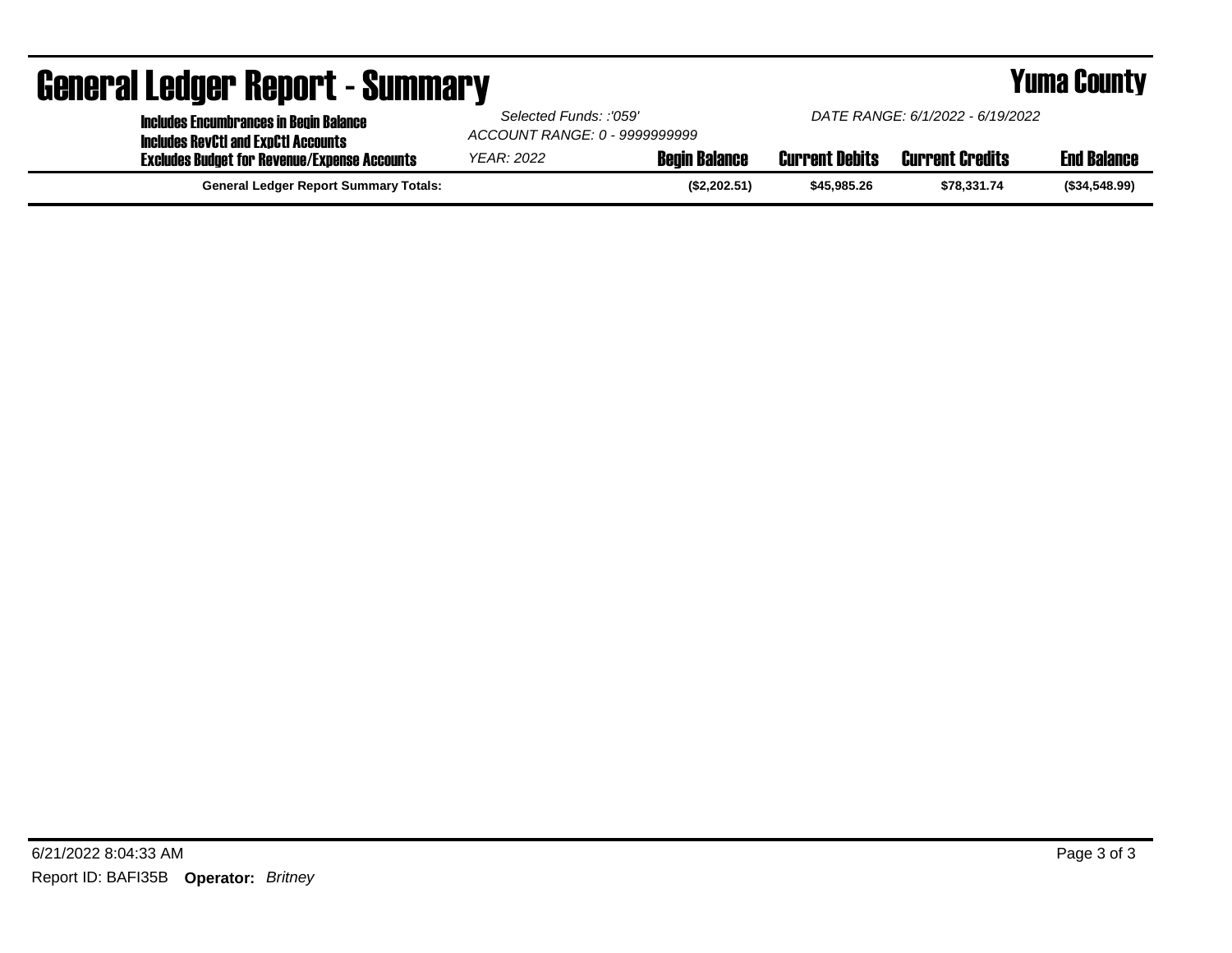# General Ledger Report - Summary

**Yuma County**

**Includes Encumbrances in Begin Balance**
**Includes RevCtl and ExpCtl Accounts**
**Excludes Budget for Revenue/Expense Accounts**

*Selected Funds: :'059'*
*ACCOUNT RANGE: 0 - 9999999999*
*YEAR: 2022*

*DATE RANGE: 6/1/2022 - 6/19/2022*

| | Begin Balance | Current Debits | Current Credits | End Balance |
|---|---|---|---|---|
| **General Ledger Report Summary Totals:** | **($2,202.51)** | **$45,985.26** | **$78,331.74** | **($34,548.99)** |

6/21/2022 8:04:33 AM

Report ID: BAFI35B **Operator:** *Britney*